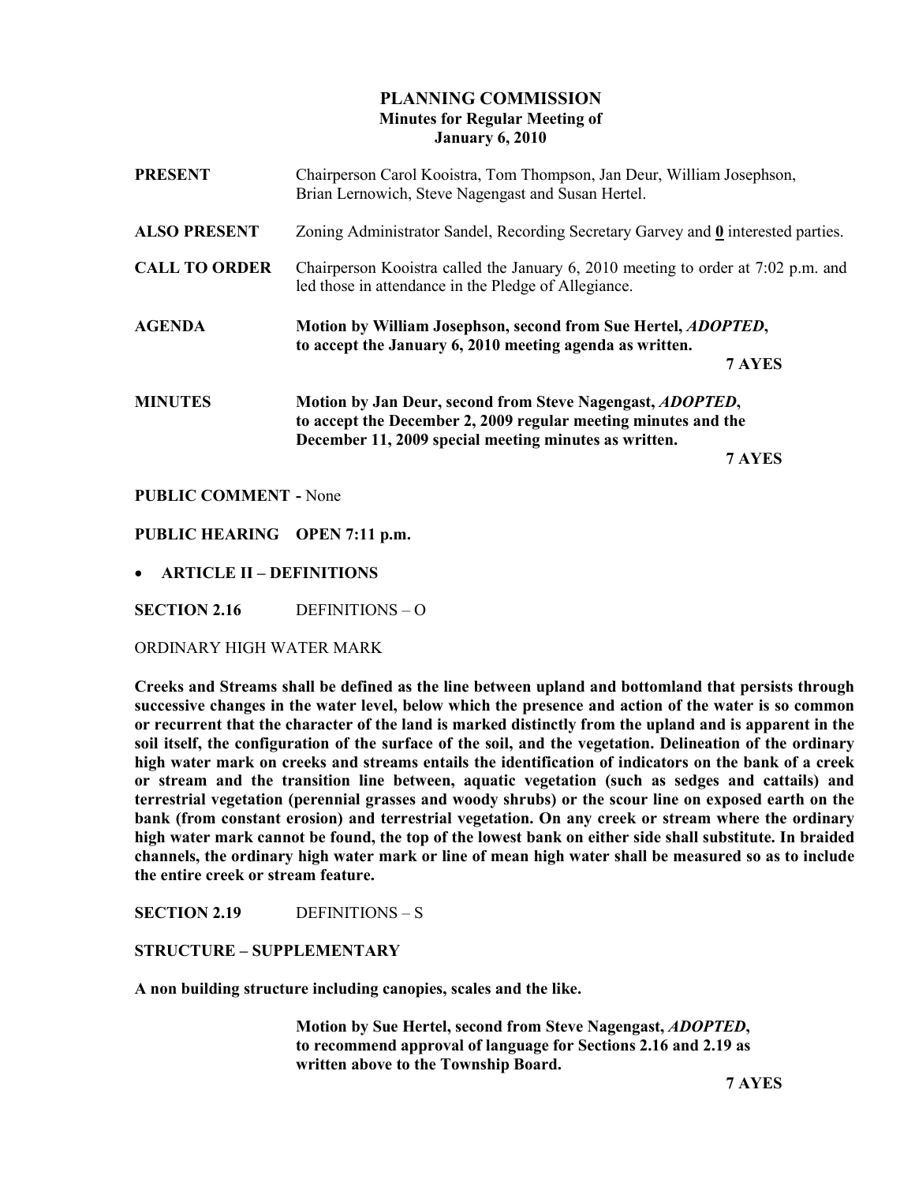# PLANNING COMMISSION

**Minutes for Regular Meeting of**
**January 6, 2010**

**PRESENT** Chairperson Carol Kooistra, Tom Thompson, Jan Deur, William Josephson, Brian Lernowich, Steve Nagengast and Susan Hertel.

**ALSO PRESENT** Zoning Administrator Sandel, Recording Secretary Garvey and **0** interested parties.

**CALL TO ORDER** Chairperson Kooistra called the January 6, 2010 meeting to order at 7:02 p.m. and led those in attendance in the Pledge of Allegiance.

**AGENDA** **Motion by William Josephson, second from Sue Hertel, *ADOPTED*, to accept the January 6, 2010 meeting agenda as written.**

**7 AYES**

**MINUTES** **Motion by Jan Deur, second from Steve Nagengast, *ADOPTED*, to accept the December 2, 2009 regular meeting minutes and the December 11, 2009 special meeting minutes as written.**

**7 AYES**

**PUBLIC COMMENT -** None

**PUBLIC HEARING OPEN 7:11 p.m.**

- **ARTICLE II – DEFINITIONS**

**SECTION 2.16** DEFINITIONS – O

ORDINARY HIGH WATER MARK

**Creeks and Streams shall be defined as the line between upland and bottomland that persists through successive changes in the water level, below which the presence and action of the water is so common or recurrent that the character of the land is marked distinctly from the upland and is apparent in the soil itself, the configuration of the surface of the soil, and the vegetation. Delineation of the ordinary high water mark on creeks and streams entails the identification of indicators on the bank of a creek or stream and the transition line between, aquatic vegetation (such as sedges and cattails) and terrestrial vegetation (perennial grasses and woody shrubs) or the scour line on exposed earth on the bank (from constant erosion) and terrestrial vegetation. On any creek or stream where the ordinary high water mark cannot be found, the top of the lowest bank on either side shall substitute. In braided channels, the ordinary high water mark or line of mean high water shall be measured so as to include the entire creek or stream feature.**

**SECTION 2.19** DEFINITIONS – S

**STRUCTURE – SUPPLEMENTARY**

**A non building structure including canopies, scales and the like.**

**Motion by Sue Hertel, second from Steve Nagengast, *ADOPTED*, to recommend approval of language for Sections 2.16 and 2.19 as written above to the Township Board.**

**7 AYES**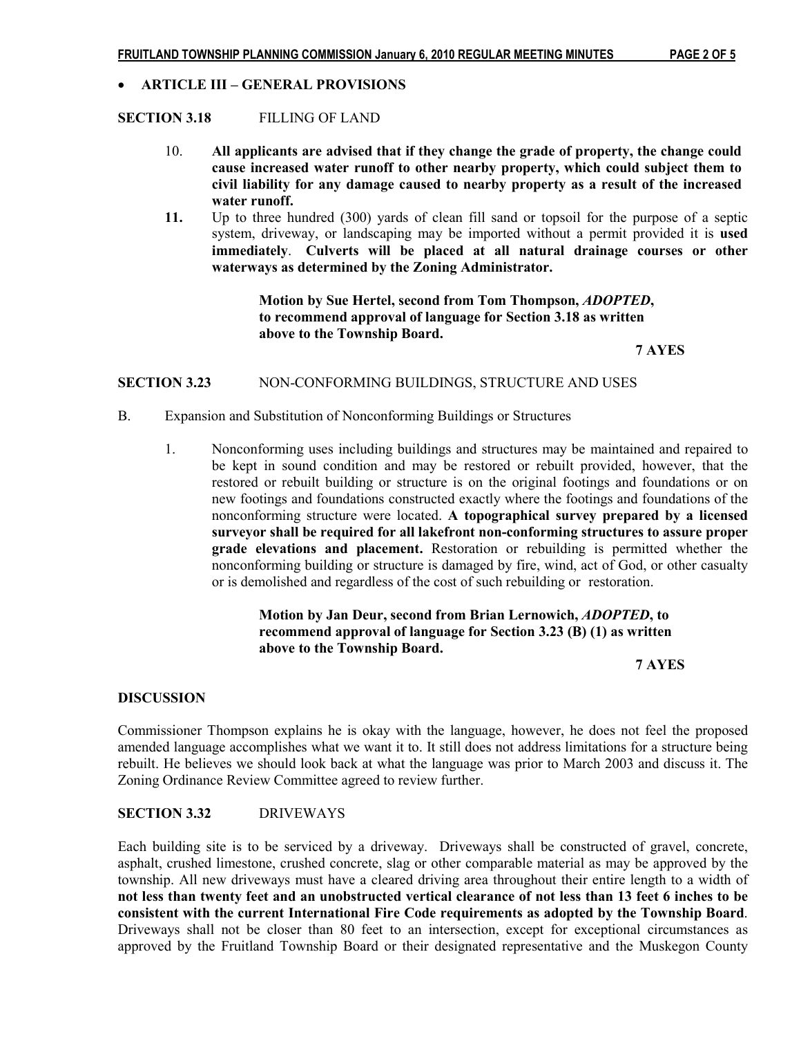- **ARTICLE III – GENERAL PROVISIONS**

**SECTION 3.18** FILLING OF LAND

10. **All applicants are advised that if they change the grade of property, the change could cause increased water runoff to other nearby property, which could subject them to civil liability for any damage caused to nearby property as a result of the increased water runoff.**

**11.** Up to three hundred (300) yards of clean fill sand or topsoil for the purpose of a septic system, driveway, or landscaping may be imported without a permit provided it is **used immediately**. **Culverts will be placed at all natural drainage courses or other waterways as determined by the Zoning Administrator.**

> **Motion by Sue Hertel, second from Tom Thompson, *ADOPTED*, to recommend approval of language for Section 3.18 as written above to the Township Board.**
>
> **7 AYES**

**SECTION 3.23** NON-CONFORMING BUILDINGS, STRUCTURE AND USES

B. Expansion and Substitution of Nonconforming Buildings or Structures

1. Nonconforming uses including buildings and structures may be maintained and repaired to be kept in sound condition and may be restored or rebuilt provided, however, that the restored or rebuilt building or structure is on the original footings and foundations or on new footings and foundations constructed exactly where the footings and foundations of the nonconforming structure were located. **A topographical survey prepared by a licensed surveyor shall be required for all lakefront non-conforming structures to assure proper grade elevations and placement.** Restoration or rebuilding is permitted whether the nonconforming building or structure is damaged by fire, wind, act of God, or other casualty or is demolished and regardless of the cost of such rebuilding or restoration.

> **Motion by Jan Deur, second from Brian Lernowich, *ADOPTED*, to recommend approval of language for Section 3.23 (B) (1) as written above to the Township Board.**
>
> **7 AYES**

**DISCUSSION**

Commissioner Thompson explains he is okay with the language, however, he does not feel the proposed amended language accomplishes what we want it to. It still does not address limitations for a structure being rebuilt. He believes we should look back at what the language was prior to March 2003 and discuss it. The Zoning Ordinance Review Committee agreed to review further.

**SECTION 3.32** DRIVEWAYS

Each building site is to be serviced by a driveway. Driveways shall be constructed of gravel, concrete, asphalt, crushed limestone, crushed concrete, slag or other comparable material as may be approved by the township. All new driveways must have a cleared driving area throughout their entire length to a width of **not less than twenty feet and an unobstructed vertical clearance of not less than 13 feet 6 inches to be consistent with the current International Fire Code requirements as adopted by the Township Board**. Driveways shall not be closer than 80 feet to an intersection, except for exceptional circumstances as approved by the Fruitland Township Board or their designated representative and the Muskegon County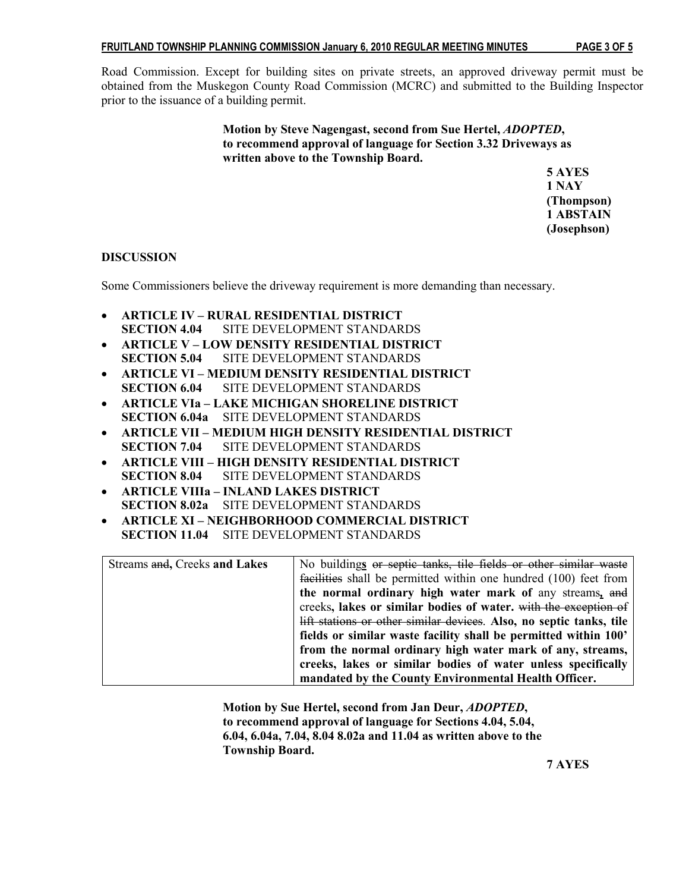Road Commission. Except for building sites on private streets, an approved driveway permit must be obtained from the Muskegon County Road Commission (MCRC) and submitted to the Building Inspector prior to the issuance of a building permit.

**Motion by Steve Nagengast, second from Sue Hertel, *ADOPTED*, to recommend approval of language for Section 3.32 Driveways as written above to the Township Board.**

**5 AYES**
**1 NAY (Thompson)**
**1 ABSTAIN (Josephson)**

**DISCUSSION**

Some Commissioners believe the driveway requirement is more demanding than necessary.

- **ARTICLE IV – RURAL RESIDENTIAL DISTRICT**
  **SECTION 4.04** SITE DEVELOPMENT STANDARDS
- **ARTICLE V – LOW DENSITY RESIDENTIAL DISTRICT**
  **SECTION 5.04** SITE DEVELOPMENT STANDARDS
- **ARTICLE VI – MEDIUM DENSITY RESIDENTIAL DISTRICT**
  **SECTION 6.04** SITE DEVELOPMENT STANDARDS
- **ARTICLE VIa – LAKE MICHIGAN SHORELINE DISTRICT**
  **SECTION 6.04a** SITE DEVELOPMENT STANDARDS
- **ARTICLE VII – MEDIUM HIGH DENSITY RESIDENTIAL DISTRICT**
  **SECTION 7.04** SITE DEVELOPMENT STANDARDS
- **ARTICLE VIII – HIGH DENSITY RESIDENTIAL DISTRICT**
  **SECTION 8.04** SITE DEVELOPMENT STANDARDS
- **ARTICLE VIIIa – INLAND LAKES DISTRICT**
  **SECTION 8.02a** SITE DEVELOPMENT STANDARDS
- **ARTICLE XI – NEIGHBORHOOD COMMERCIAL DISTRICT**
  **SECTION 11.04** SITE DEVELOPMENT STANDARDS

| | |
|---|---|
| Streams ~~and~~**,** Creeks **and Lakes** | No building**s** ~~or septic tanks, tile fields or other similar waste facilities~~ shall be permitted within one hundred (100) feet from **the normal ordinary high water mark of** any streams**,** ~~and~~ creeks**, lakes or similar bodies of water.** ~~with the exception of lift stations or other similar devices~~. **Also, no septic tanks, tile fields or similar waste facility shall be permitted within 100' from the normal ordinary high water mark of any, streams, creeks, lakes or similar bodies of water unless specifically mandated by the County Environmental Health Officer.** |

**Motion by Sue Hertel, second from Jan Deur, *ADOPTED*, to recommend approval of language for Sections 4.04, 5.04, 6.04, 6.04a, 7.04, 8.04 8.02a and 11.04 as written above to the Township Board.**

**7 AYES**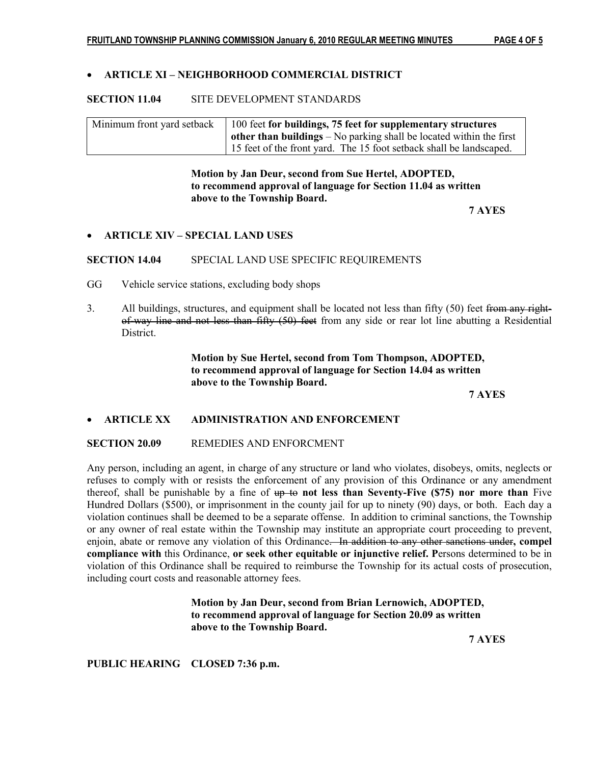- **ARTICLE XI – NEIGHBORHOOD COMMERCIAL DISTRICT**

**SECTION 11.04** SITE DEVELOPMENT STANDARDS

| Minimum front yard setback | 100 feet **for buildings, 75 feet for supplementary structures other than buildings** – No parking shall be located within the first 15 feet of the front yard. The 15 foot setback shall be landscaped. |
|---|---|

**Motion by Jan Deur, second from Sue Hertel, ADOPTED, to recommend approval of language for Section 11.04 as written above to the Township Board.**

**7 AYES**

- **ARTICLE XIV – SPECIAL LAND USES**

**SECTION 14.04** SPECIAL LAND USE SPECIFIC REQUIREMENTS

GG Vehicle service stations, excluding body shops

3. All buildings, structures, and equipment shall be located not less than fifty (50) feet ~~from any right-of-way line and not less than fifty (50) feet~~ from any side or rear lot line abutting a Residential District.

**Motion by Sue Hertel, second from Tom Thompson, ADOPTED, to recommend approval of language for Section 14.04 as written above to the Township Board.**

**7 AYES**

- **ARTICLE XX ADMINISTRATION AND ENFORCEMENT**

**SECTION 20.09** REMEDIES AND ENFORCMENT

Any person, including an agent, in charge of any structure or land who violates, disobeys, omits, neglects or refuses to comply with or resists the enforcement of any provision of this Ordinance or any amendment thereof, shall be punishable by a fine of ~~up to~~ **not less than Seventy-Five ($75) nor more than** Five Hundred Dollars ($500), or imprisonment in the county jail for up to ninety (90) days, or both. Each day a violation continues shall be deemed to be a separate offense. In addition to criminal sanctions, the Township or any owner of real estate within the Township may institute an appropriate court proceeding to prevent, enjoin, abate or remove any violation of this Ordinance~~. In addition to any other sanctions under~~**, compel compliance with** this Ordinance, **or seek other equitable or injunctive relief. P**ersons determined to be in violation of this Ordinance shall be required to reimburse the Township for its actual costs of prosecution, including court costs and reasonable attorney fees.

**Motion by Jan Deur, second from Brian Lernowich, ADOPTED, to recommend approval of language for Section 20.09 as written above to the Township Board.**

**7 AYES**

**PUBLIC HEARING CLOSED 7:36 p.m.**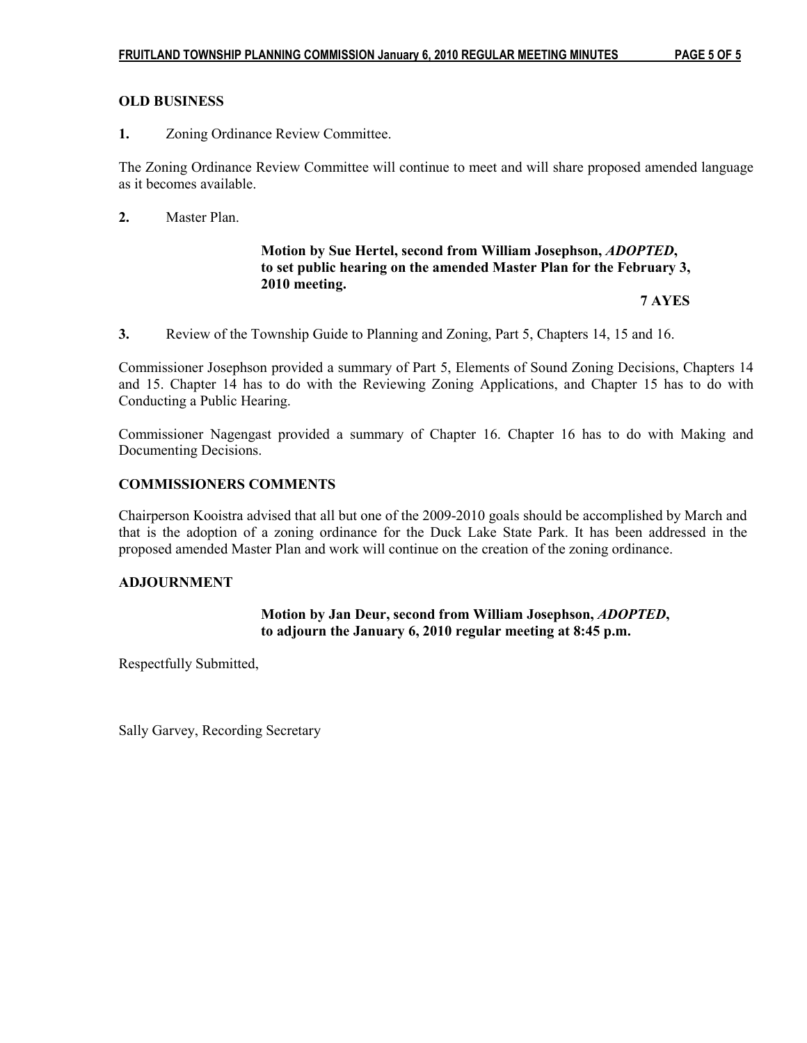## OLD BUSINESS

**1.** Zoning Ordinance Review Committee.

The Zoning Ordinance Review Committee will continue to meet and will share proposed amended language as it becomes available.

**2.** Master Plan.

> **Motion by Sue Hertel, second from William Josephson, *ADOPTED*, to set public hearing on the amended Master Plan for the February 3, 2010 meeting.**
>
> **7 AYES**

**3.** Review of the Township Guide to Planning and Zoning, Part 5, Chapters 14, 15 and 16.

Commissioner Josephson provided a summary of Part 5, Elements of Sound Zoning Decisions, Chapters 14 and 15. Chapter 14 has to do with the Reviewing Zoning Applications, and Chapter 15 has to do with Conducting a Public Hearing.

Commissioner Nagengast provided a summary of Chapter 16. Chapter 16 has to do with Making and Documenting Decisions.

## COMMISSIONERS COMMENTS

Chairperson Kooistra advised that all but one of the 2009-2010 goals should be accomplished by March and that is the adoption of a zoning ordinance for the Duck Lake State Park. It has been addressed in the proposed amended Master Plan and work will continue on the creation of the zoning ordinance.

## ADJOURNMENT

> **Motion by Jan Deur, second from William Josephson, *ADOPTED*, to adjourn the January 6, 2010 regular meeting at 8:45 p.m.**

Respectfully Submitted,

Sally Garvey, Recording Secretary